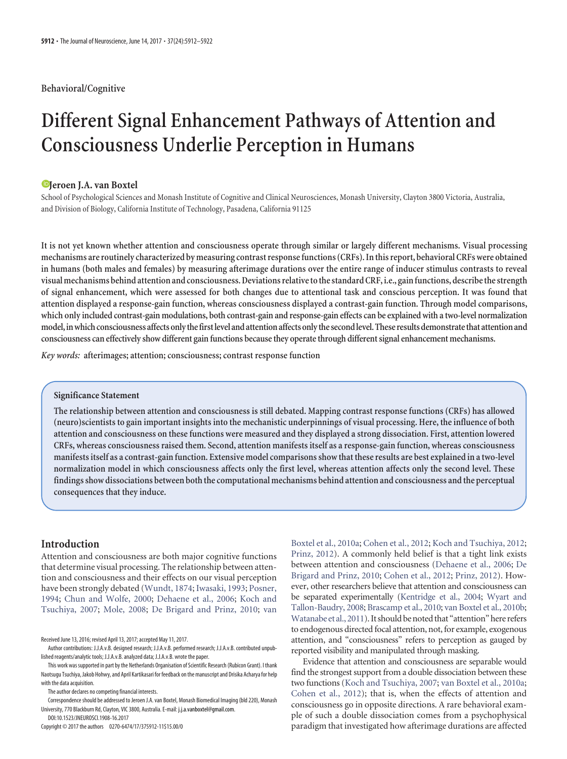Behavioral/Cognitive

# Different Signal Enhancement Pathways of Attention and Consciousness Underlie Perception in Humans

**Jeroen J.A. van Boxtel**

School of Psychological Sciences and Monash Institute of Cognitive and Clinical Neurosciences, Monash University, Clayton 3800 Victoria, Australia, and Division of Biology, California Institute of Technology, Pasadena, California 91125

**It is not yet known whether attention and consciousness operate through similar or largely different mechanisms. Visual processing mechanisms are routinely characterized by measuring contrast response functions (CRFs). In this report, behavioral CRFs were obtained in humans (both males and females) by measuring afterimage durations over the entire range of inducer stimulus contrasts to reveal visual mechanisms behind attention and consciousness. Deviations relative to the standard CRF, i.e., gain functions, describe the strength of signal enhancement, which were assessed for both changes due to attentional task and conscious perception. It was found that attention displayed a response-gain function, whereas consciousness displayed a contrast-gain function. Through model comparisons, which only included contrast-gain modulations, both contrast-gain and response-gain effects can be explained with a two-level normalization model, in which consciousness affects only the first level and attention affects only the second level. These results demonstrate that attention and consciousness can effectively show different gain functions because they operate through different signal enhancement mechanisms.**

*Key words:* afterimages; attention; consciousness; contrast response function

## Significance Statement

**The relationship between attention and consciousness is still debated. Mapping contrast response functions (CRFs) has allowed (neuro)scientists to gain important insights into the mechanistic underpinnings of visual processing. Here, the influence of both attention and consciousness on these functions were measured and they displayed a strong dissociation. First, attention lowered CRFs, whereas consciousness raised them. Second, attention manifests itself as a response-gain function, whereas consciousness manifests itself as a contrast-gain function. Extensive model comparisons show that these results are best explained in a two-level normalization model in which consciousness affects only the first level, whereas attention affects only the second level. These findings show dissociations between both the computational mechanisms behind attention and consciousness and the perceptual consequences that they induce.**

## Introduction

Attention and consciousness are both major cognitive functions that determine visual processing. The relationship between attention and consciousness and their effects on our visual perception have been strongly debated (Wundt, 1874; Iwasaki, 1993; Posner, 1994; Chun and Wolfe, 2000; Dehaene et al., 2006; Koch and Tsuchiya, 2007; Mole, 2008; De Brigard and Prinz, 2010; van Boxtel et al., 2010a; Cohen et al., 2012; Koch and Tsuchiya, 2012; Prinz, 2012). A commonly held belief is that a tight link exists between attention and consciousness (Dehaene et al., 2006; De Brigard and Prinz, 2010; Cohen et al., 2012; Prinz, 2012). However, other researchers believe that attention and consciousness can be separated experimentally (Kentridge et al., 2004; Wyart and Tallon-Baudry, 2008; Brascamp et al., 2010; van Boxtel et al., 2010b; Watanabe et al., 2011). It should be noted that "attention" here refers to endogenous directed focal attention, not, for example, exogenous attention, and "consciousness" refers to perception as gauged by reported visibility and manipulated through masking.

Evidence that attention and consciousness are separable would find the strongest support from a double dissociation between these two functions (Koch and Tsuchiya, 2007; van Boxtel et al., 2010a; Cohen et al., 2012); that is, when the effects of attention and consciousness go in opposite directions. A rare behavioral example of such a double dissociation comes from a psychophysical paradigm that investigated how afterimage durations are affected

Received June 13, 2016; revised April 13, 2017; accepted May 11, 2017.

Author contributions: J.J.A.v.B. designed research; J.J.A.v.B. performed research; J.J.A.v.B. contributed unpublished reagents/analytic tools; J.J.A.v.B. analyzed data; J.J.A.v.B. wrote the paper.

This work was supported in part by the Netherlands Organisation of Scientific Research (Rubicon Grant). I thank Naotsugu Tsuchiya, Jakob Hohwy, and April Kartikasari for feedback on the manuscript and Drisika Acharya for help with the data acquisition.

The author declares no competing financial interests.

Correspondence should be addressed to Jeroen J.A. van Boxtel, Monash Biomedical Imaging (bld 220), Monash University, 770 Blackburn Rd, Clayton, VIC 3800, Australia. E-mail: j.j.a.vanboxtel@gmail.com.

DOI:10.1523/JNEUROSCI.1908-16.2017

Copyright © 2017 the authors 0270-6474/17/375912-11$15.00/0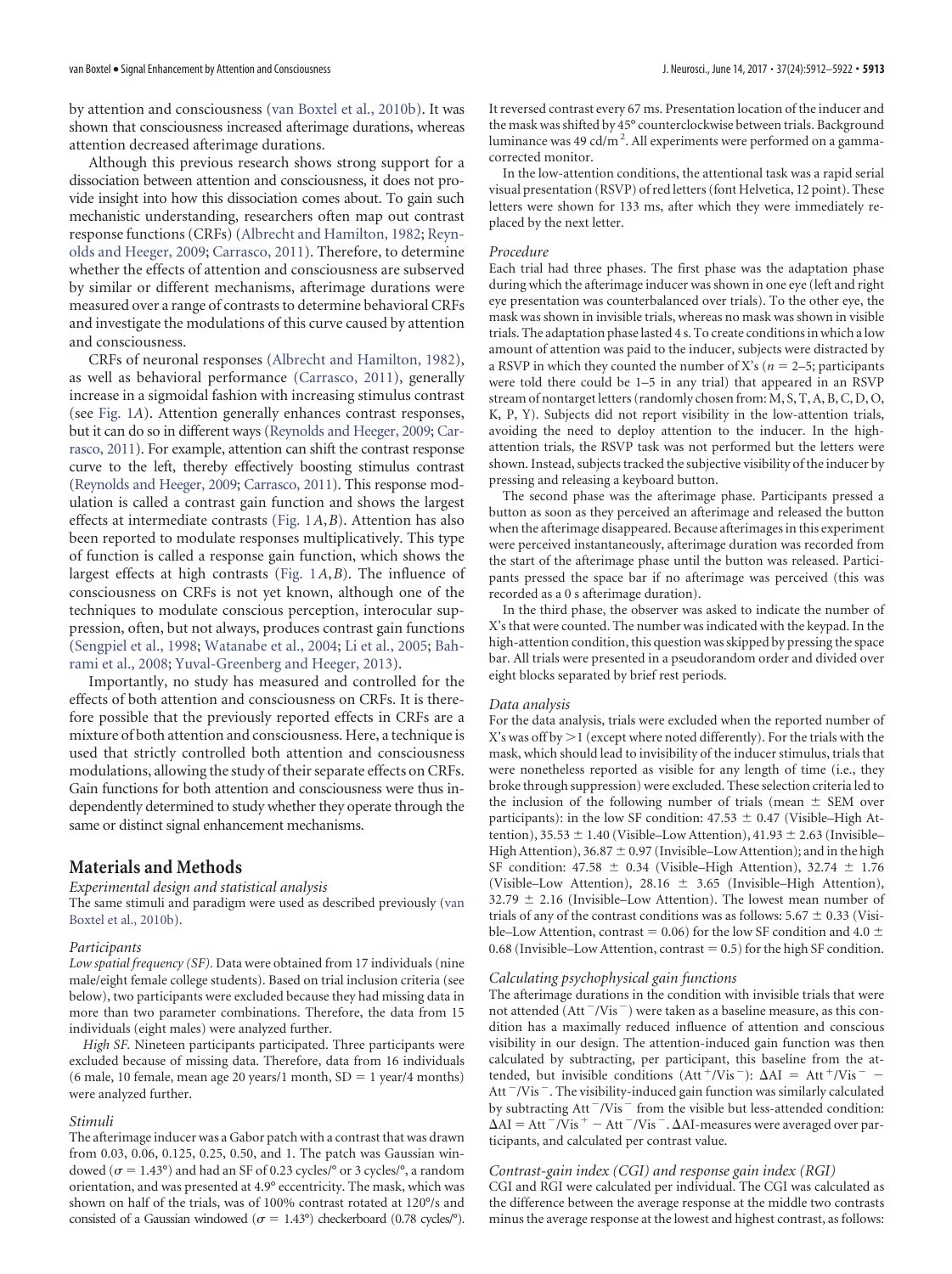by attention and consciousness (van Boxtel et al., 2010b). It was shown that consciousness increased afterimage durations, whereas attention decreased afterimage durations.

Although this previous research shows strong support for a dissociation between attention and consciousness, it does not provide insight into how this dissociation comes about. To gain such mechanistic understanding, researchers often map out contrast response functions (CRFs) (Albrecht and Hamilton, 1982; Reynolds and Heeger, 2009; Carrasco, 2011). Therefore, to determine whether the effects of attention and consciousness are subserved by similar or different mechanisms, afterimage durations were measured over a range of contrasts to determine behavioral CRFs and investigate the modulations of this curve caused by attention and consciousness.

CRFs of neuronal responses (Albrecht and Hamilton, 1982), as well as behavioral performance (Carrasco, 2011), generally increase in a sigmoidal fashion with increasing stimulus contrast (see Fig. 1*A*). Attention generally enhances contrast responses, but it can do so in different ways (Reynolds and Heeger, 2009; Carrasco, 2011). For example, attention can shift the contrast response curve to the left, thereby effectively boosting stimulus contrast (Reynolds and Heeger, 2009; Carrasco, 2011). This response modulation is called a contrast gain function and shows the largest effects at intermediate contrasts (Fig. 1*A*,*B*). Attention has also been reported to modulate responses multiplicatively. This type of function is called a response gain function, which shows the largest effects at high contrasts (Fig. 1*A*,*B*). The influence of consciousness on CRFs is not yet known, although one of the techniques to modulate conscious perception, interocular suppression, often, but not always, produces contrast gain functions (Sengpiel et al., 1998; Watanabe et al., 2004; Li et al., 2005; Bahrami et al., 2008; Yuval-Greenberg and Heeger, 2013).

Importantly, no study has measured and controlled for the effects of both attention and consciousness on CRFs. It is therefore possible that the previously reported effects in CRFs are a mixture of both attention and consciousness. Here, a technique is used that strictly controlled both attention and consciousness modulations, allowing the study of their separate effects on CRFs. Gain functions for both attention and consciousness were thus independently determined to study whether they operate through the same or distinct signal enhancement mechanisms.

## Materials and Methods

*Experimental design and statistical analysis*

The same stimuli and paradigm were used as described previously (van Boxtel et al., 2010b).

*Participants*

*Low spatial frequency (SF).* Data were obtained from 17 individuals (nine male/eight female college students). Based on trial inclusion criteria (see below), two participants were excluded because they had missing data in more than two parameter combinations. Therefore, the data from 15 individuals (eight males) were analyzed further.

*High SF.* Nineteen participants participated. Three participants were excluded because of missing data. Therefore, data from 16 individuals (6 male, 10 female, mean age 20 years/1 month, SD = 1 year/4 months) were analyzed further.

*Stimuli*

The afterimage inducer was a Gabor patch with a contrast that was drawn from 0.03, 0.06, 0.125, 0.25, 0.50, and 1. The patch was Gaussian windowed ($\sigma = 1.43°$) and had an SF of 0.23 cycles/° or 3 cycles/°, a random orientation, and was presented at 4.9° eccentricity. The mask, which was shown on half of the trials, was of 100% contrast rotated at 120°/s and consisted of a Gaussian windowed ($\sigma = 1.43°$) checkerboard (0.78 cycles/°). It reversed contrast every 67 ms. Presentation location of the inducer and the mask was shifted by 45° counterclockwise between trials. Background luminance was 49 cd/m$^2$. All experiments were performed on a gamma-corrected monitor.

In the low-attention conditions, the attentional task was a rapid serial visual presentation (RSVP) of red letters (font Helvetica, 12 point). These letters were shown for 133 ms, after which they were immediately replaced by the next letter.

*Procedure*

Each trial had three phases. The first phase was the adaptation phase during which the afterimage inducer was shown in one eye (left and right eye presentation was counterbalanced over trials). To the other eye, the mask was shown in invisible trials, whereas no mask was shown in visible trials. The adaptation phase lasted 4 s. To create conditions in which a low amount of attention was paid to the inducer, subjects were distracted by a RSVP in which they counted the number of X's ($n = 2$–$5$; participants were told there could be 1–5 in any trial) that appeared in an RSVP stream of nontarget letters (randomly chosen from: M, S, T, A, B, C, D, O, K, P, Y). Subjects did not report visibility in the low-attention trials, avoiding the need to deploy attention to the inducer. In the high-attention trials, the RSVP task was not performed but the letters were shown. Instead, subjects tracked the subjective visibility of the inducer by pressing and releasing a keyboard button.

The second phase was the afterimage phase. Participants pressed a button as soon as they perceived an afterimage and released the button when the afterimage disappeared. Because afterimages in this experiment were perceived instantaneously, afterimage duration was recorded from the start of the afterimage phase until the button was released. Participants pressed the space bar if no afterimage was perceived (this was recorded as a 0 s afterimage duration).

In the third phase, the observer was asked to indicate the number of X's that were counted. The number was indicated with the keypad. In the high-attention condition, this question was skipped by pressing the space bar. All trials were presented in a pseudorandom order and divided over eight blocks separated by brief rest periods.

*Data analysis*

For the data analysis, trials were excluded when the reported number of X's was off by >1 (except where noted differently). For the trials with the mask, which should lead to invisibility of the inducer stimulus, trials that were nonetheless reported as visible for any length of time (i.e., they broke through suppression) were excluded. These selection criteria led to the inclusion of the following number of trials (mean ± SEM over participants): in the low SF condition: 47.53 ± 0.47 (Visible–High Attention), 35.53 ± 1.40 (Visible–Low Attention), 41.93 ± 2.63 (Invisible–High Attention), 36.87 ± 0.97 (Invisible–Low Attention); and in the high SF condition: 47.58 ± 0.34 (Visible–High Attention), 32.74 ± 1.76 (Visible–Low Attention), 28.16 ± 3.65 (Invisible–High Attention), 32.79 ± 2.16 (Invisible–Low Attention). The lowest mean number of trials of any of the contrast conditions was as follows: 5.67 ± 0.33 (Visible–Low Attention, contrast = 0.06) for the low SF condition and 4.0 ± 0.68 (Invisible–Low Attention, contrast = 0.5) for the high SF condition.

*Calculating psychophysical gain functions*

The afterimage durations in the condition with invisible trials that were not attended ($\text{Att}^-/\text{Vis}^-$) were taken as a baseline measure, as this condition has a maximally reduced influence of attention and conscious visibility in our design. The attention-induced gain function was then calculated by subtracting, per participant, this baseline from the attended, but invisible conditions ($\text{Att}^+/\text{Vis}^-$): $\Delta\text{AI} = \text{Att}^+/\text{Vis}^- - \text{Att}^-/\text{Vis}^-$. The visibility-induced gain function was similarly calculated by subtracting $\text{Att}^-/\text{Vis}^-$ from the visible but less-attended condition: $\Delta\text{AI} = \text{Att}^-/\text{Vis}^+ - \text{Att}^-/\text{Vis}^-$. $\Delta$AI-measures were averaged over participants, and calculated per contrast value.

*Contrast-gain index (CGI) and response gain index (RGI)*

CGI and RGI were calculated per individual. The CGI was calculated as the difference between the average response at the middle two contrasts minus the average response at the lowest and highest contrast, as follows: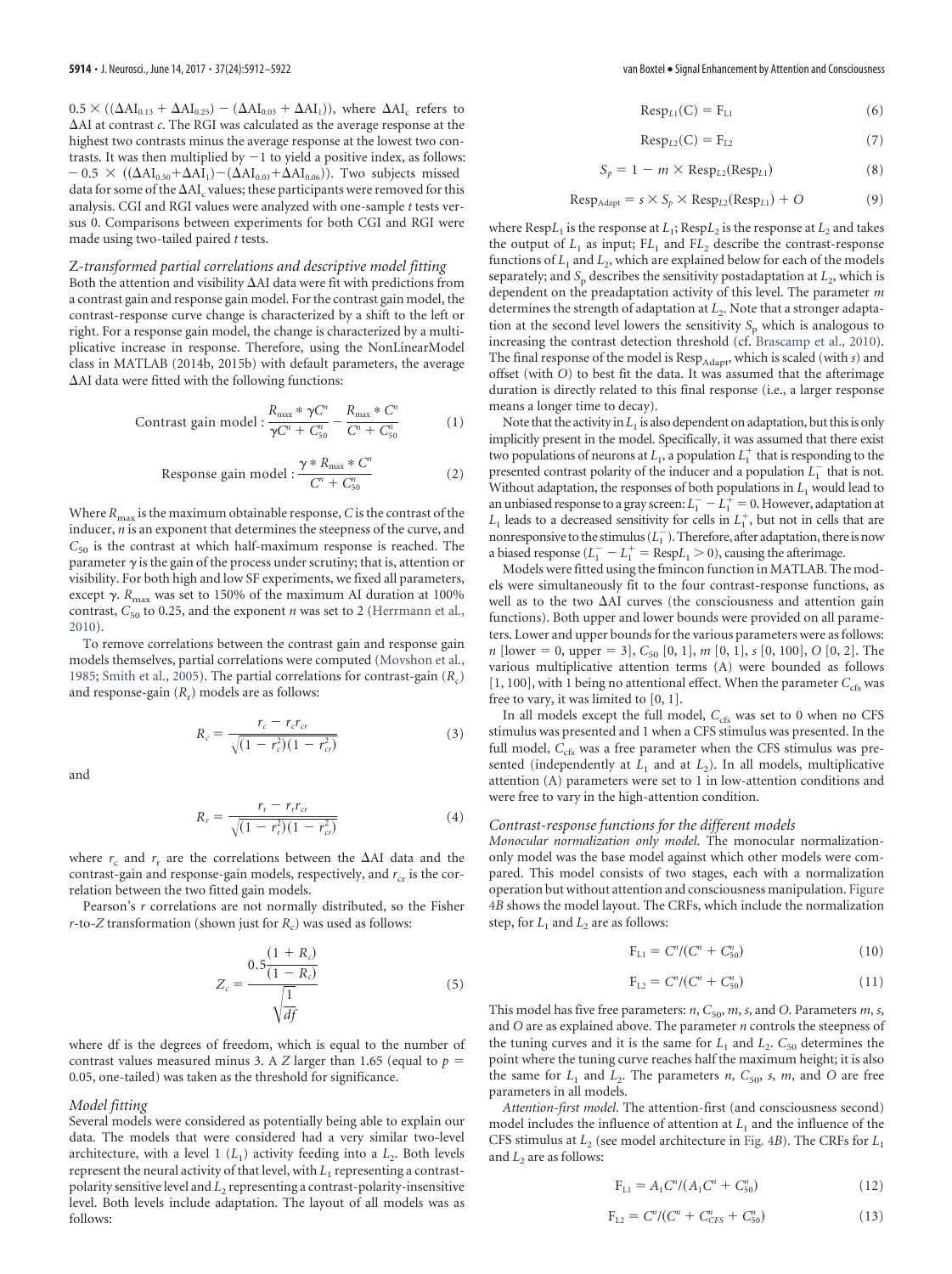$0.5 \times ((\Delta AI_{0.13} + \Delta AI_{0.25}) - (\Delta AI_{0.03} + \Delta AI_{1}))$, where $\Delta AI_c$ refers to $\Delta AI$ at contrast $c$. The RGI was calculated as the average response at the highest two contrasts minus the average response at the lowest two contrasts. It was then multiplied by −1 to yield a positive index, as follows: $-0.5 \times ((\Delta AI_{0.50}+\Delta AI_{1})-(\Delta AI_{0.03}+\Delta AI_{0.06}))$. Two subjects missed data for some of the $\Delta AI_c$ values; these participants were removed for this analysis. CGI and RGI values were analyzed with one-sample $t$ tests versus 0. Comparisons between experiments for both CGI and RGI were made using two-tailed paired $t$ tests.

### Z-transformed partial correlations and descriptive model fitting

Both the attention and visibility $\Delta AI$ data were fit with predictions from a contrast gain and response gain model. For the contrast gain model, the contrast-response curve change is characterized by a shift to the left or right. For a response gain model, the change is characterized by a multiplicative increase in response. Therefore, using the NonLinearModel class in MATLAB (2014b, 2015b) with default parameters, the average $\Delta AI$ data were fitted with the following functions:

$$\text{Contrast gain model} : \frac{R_{\max} * \gamma C^n}{\gamma C^n + C_{50}^n} - \frac{R_{\max} * C^n}{C^n + C_{50}^n} \tag{1}$$

$$\text{Response gain model} : \frac{\gamma * R_{\max} * C^n}{C^n + C_{50}^n} \tag{2}$$

Where $R_{\max}$ is the maximum obtainable response, $C$ is the contrast of the inducer, $n$ is an exponent that determines the steepness of the curve, and $C_{50}$ is the contrast at which half-maximum response is reached. The parameter $\gamma$ is the gain of the process under scrutiny; that is, attention or visibility. For both high and low SF experiments, we fixed all parameters, except $\gamma$. $R_{\max}$ was set to 150% of the maximum AI duration at 100% contrast, $C_{50}$ to 0.25, and the exponent $n$ was set to 2 (Herrmann et al., 2010).

To remove correlations between the contrast gain and response gain models themselves, partial correlations were computed (Movshon et al., 1985; Smith et al., 2005). The partial correlations for contrast-gain ($R_c$) and response-gain ($R_r$) models are as follows:

$$R_c = \frac{r_c - r_c r_{cr}}{\sqrt{(1 - r_c^2)(1 - r_{cr}^2)}} \tag{3}$$

and

$$R_r = \frac{r_r - r_r r_{cr}}{\sqrt{(1 - r_r^2)(1 - r_{cr}^2)}} \tag{4}$$

where $r_c$ and $r_r$ are the correlations between the $\Delta AI$ data and the contrast-gain and response-gain models, respectively, and $r_{cr}$ is the correlation between the two fitted gain models.

Pearson's $r$ correlations are not normally distributed, so the Fisher $r$-to-$Z$ transformation (shown just for $R_c$) was used as follows:

$$Z_c = \frac{0.5\dfrac{(1 + R_c)}{(1 - R_c)}}{\sqrt{\dfrac{1}{df}}} \tag{5}$$

where df is the degrees of freedom, which is equal to the number of contrast values measured minus 3. A $Z$ larger than 1.65 (equal to $p = 0.05$, one-tailed) was taken as the threshold for significance.

### Model fitting

Several models were considered as potentially being able to explain our data. The models that were considered had a very similar two-level architecture, with a level 1 ($L_1$) activity feeding into a $L_2$. Both levels represent the neural activity of that level, with $L_1$ representing a contrast-polarity sensitive level and $L_2$ representing a contrast-polarity-insensitive level. Both levels include adaptation. The layout of all models was as follows:

$$\text{Resp}_{L1}(\text{C}) = \text{F}_{L1} \tag{6}$$

$$\text{Resp}_{L2}(\text{C}) = \text{F}_{L2} \tag{7}$$

$$S_p = 1 - m \times \text{Resp}_{L2}(\text{Resp}_{L1}) \tag{8}$$

$$\text{Resp}_{\text{Adapt}} = s \times S_p \times \text{Resp}_{L2}(\text{Resp}_{L1}) + O \tag{9}$$

where Resp$L_1$ is the response at $L_1$; Resp$L_2$ is the response at $L_2$ and takes the output of $L_1$ as input; F$L_1$ and F$L_2$ describe the contrast-response functions of $L_1$ and $L_2$, which are explained below for each of the models separately; and $S_p$ describes the sensitivity postadaptation at $L_2$, which is dependent on the preadaptation activity of this level. The parameter $m$ determines the strength of adaptation at $L_2$. Note that a stronger adaptation at the second level lowers the sensitivity $S_p$ which is analogous to increasing the contrast detection threshold (cf. Brascamp et al., 2010). The final response of the model is $\text{Resp}_{\text{Adapt}}$, which is scaled (with $s$) and offset (with $O$) to best fit the data. It was assumed that the afterimage duration is directly related to this final response (i.e., a larger response means a longer time to decay).

Note that the activity in $L_1$ is also dependent on adaptation, but this is only implicitly present in the model. Specifically, it was assumed that there exist two populations of neurons at $L_1$, a population $L_1^+$ that is responding to the presented contrast polarity of the inducer and a population $L_1^-$ that is not. Without adaptation, the responses of both populations in $L_1$ would lead to an unbiased response to a gray screen: $L_1^- - L_1^+ = 0$. However, adaptation at $L_1$ leads to a decreased sensitivity for cells in $L_1^+$, but not in cells that are nonresponsive to the stimulus ($L_1^-$). Therefore, after adaptation, there is now a biased response ($L_1^- - L_1^+ = \text{Resp}L_1 > 0$), causing the afterimage.

Models were fitted using the fmincon function in MATLAB. The models were simultaneously fit to the four contrast-response functions, as well as to the two $\Delta AI$ curves (the consciousness and attention gain functions). Both upper and lower bounds were provided on all parameters. Lower and upper bounds for the various parameters were as follows: $n$ [lower = 0, upper = 3], $C_{50}$ [0, 1], $m$ [0, 1], $s$ [0, 100], $O$ [0, 2]. The various multiplicative attention terms (A) were bounded as follows [1, 100], with 1 being no attentional effect. When the parameter $C_{\text{cfs}}$ was free to vary, it was limited to [0, 1].

In all models except the full model, $C_{\text{cfs}}$ was set to 0 when no CFS stimulus was presented and 1 when a CFS stimulus was presented. In the full model, $C_{\text{cfs}}$ was a free parameter when the CFS stimulus was presented (independently at $L_1$ and at $L_2$). In all models, multiplicative attention (A) parameters were set to 1 in low-attention conditions and were free to vary in the high-attention condition.

### Contrast-response functions for the different models

*Monocular normalization only model*. The monocular normalization-only model was the base model against which other models were compared. This model consists of two stages, each with a normalization operation but without attention and consciousness manipulation. Figure 4B shows the model layout. The CRFs, which include the normalization step, for $L_1$ and $L_2$ are as follows:

$$\text{F}_{L1} = C^n/(C^n + C_{50}^n) \tag{10}$$

$$\text{F}_{L2} = C^n/(C^n + C_{50}^n) \tag{11}$$

This model has five free parameters: $n$, $C_{50}$, $m$, $s$, and $O$. Parameters $m$, $s$, and $O$ are as explained above. The parameter $n$ controls the steepness of the tuning curves and it is the same for $L_1$ and $L_2$. $C_{50}$ determines the point where the tuning curve reaches half the maximum height; it is also the same for $L_1$ and $L_2$. The parameters $n$, $C_{50}$, $s$, $m$, and $O$ are free parameters in all models.

*Attention-first model*. The attention-first (and consciousness second) model includes the influence of attention at $L_1$ and the influence of the CFS stimulus at $L_2$ (see model architecture in Fig. 4B). The CRFs for $L_1$ and $L_2$ are as follows:

$$\text{F}_{L1} = A_1 C^n/(A_1 C^n + C_{50}^n) \tag{12}$$

$$\text{F}_{L2} = C^n/(C^n + C_{CFS}^n + C_{50}^n) \tag{13}$$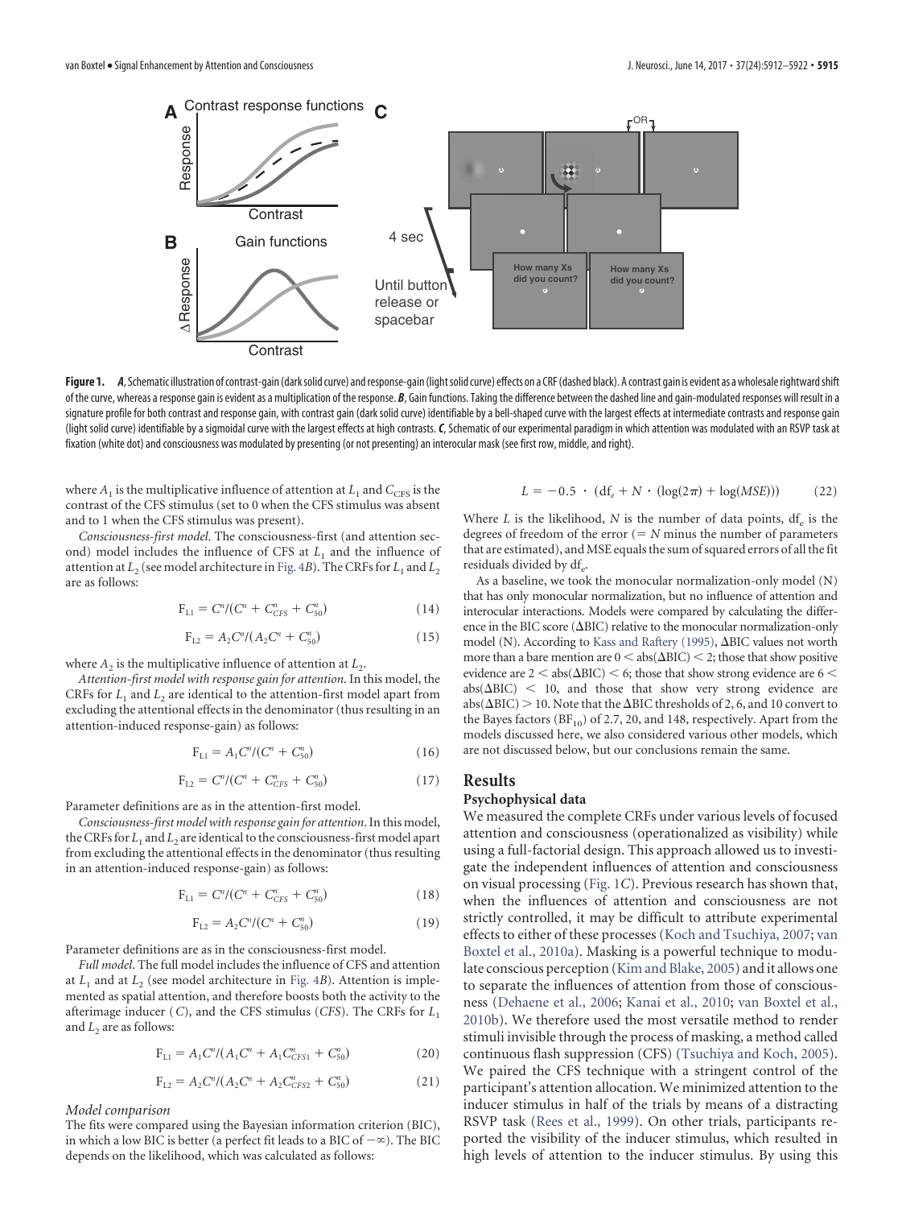**Figure 1.** ***A***, Schematic illustration of contrast-gain (dark solid curve) and response-gain (light solid curve) effects on a CRF (dashed black). A contrast gain is evident as a wholesale rightward shift of the curve, whereas a response gain is evident as a multiplication of the response. ***B***, Gain functions. Taking the difference between the dashed line and gain-modulated responses will result in a signature profile for both contrast and response gain, with contrast gain (dark solid curve) identifiable by a bell-shaped curve with the largest effects at intermediate contrasts and response gain (light solid curve) identifiable by a sigmoidal curve with the largest effects at high contrasts. ***C***, Schematic of our experimental paradigm in which attention was modulated with an RSVP task at fixation (white dot) and consciousness was modulated by presenting (or not presenting) an interocular mask (see first row, middle, and right).

where $A_1$ is the multiplicative influence of attention at $L_1$ and $C_{CFS}$ is the contrast of the CFS stimulus (set to 0 when the CFS stimulus was absent and to 1 when the CFS stimulus was present).

*Consciousness-first model*. The consciousness-first (and attention second) model includes the influence of CFS at $L_1$ and the influence of attention at $L_2$ (see model architecture in Fig. 4*B*). The CRFs for $L_1$ and $L_2$ are as follows:

$$F_{L1} = C^n/(C^n + C^n_{CFS} + C^n_{50}) \tag{14}$$

$$F_{L2} = A_2C^n/(A_2C^n + C^n_{50}) \tag{15}$$

where $A_2$ is the multiplicative influence of attention at $L_2$.

*Attention-first model with response gain for attention*. In this model, the CRFs for $L_1$ and $L_2$ are identical to the attention-first model apart from excluding the attentional effects in the denominator (thus resulting in an attention-induced response-gain) as follows:

$$F_{L1} = A_1C^n/(C^n + C^n_{50}) \tag{16}$$

$$F_{L2} = C^n/(C^n + C^n_{CFS} + C^n_{50}) \tag{17}$$

Parameter definitions are as in the attention-first model.

*Consciousness-first model with response gain for attention*. In this model, the CRFs for $L_1$ and $L_2$ are identical to the consciousness-first model apart from excluding the attentional effects in the denominator (thus resulting in an attention-induced response-gain) as follows:

$$F_{L1} = C^n/(C^n + C^n_{CFS} + C^n_{50}) \tag{18}$$

$$F_{L2} = A_2C^n/(C^n + C^n_{50}) \tag{19}$$

Parameter definitions are as in the consciousness-first model.

*Full model*. The full model includes the influence of CFS and attention at $L_1$ and at $L_2$ (see model architecture in Fig. 4*B*). Attention is implemented as spatial attention, and therefore boosts both the activity to the afterimage inducer ($C$), and the CFS stimulus ($CFS$). The CRFs for $L_1$ and $L_2$ are as follows:

$$F_{L1} = A_1C^n/(A_1C^n + A_1C^n_{CFS1} + C^n_{50}) \tag{20}$$

$$F_{L2} = A_2C^n/(A_2C^n + A_2C^n_{CFS2} + C^n_{50}) \tag{21}$$

*Model comparison*

The fits were compared using the Bayesian information criterion (BIC), in which a low BIC is better (a perfect fit leads to a BIC of $-\infty$). The BIC depends on the likelihood, which was calculated as follows:

$$L = -0.5 \cdot (\mathrm{df}_e + N \cdot (\log(2\pi) + \log(MSE))) \tag{22}$$

Where $L$ is the likelihood, $N$ is the number of data points, $\mathrm{df}_e$ is the degrees of freedom of the error (= $N$ minus the number of parameters that are estimated), and MSE equals the sum of squared errors of all the fit residuals divided by $\mathrm{df}_e$.

As a baseline, we took the monocular normalization-only model (N) that has only monocular normalization, but no influence of attention and interocular interactions. Models were compared by calculating the difference in the BIC score ($\Delta$BIC) relative to the monocular normalization-only model (N). According to Kass and Raftery (1995), $\Delta$BIC values not worth more than a bare mention are $0 < \mathrm{abs}(\Delta\mathrm{BIC}) < 2$; those that show positive evidence are $2 < \mathrm{abs}(\Delta\mathrm{BIC}) < 6$; those that show strong evidence are $6 < \mathrm{abs}(\Delta\mathrm{BIC}) < 10$, and those that show very strong evidence are $\mathrm{abs}(\Delta\mathrm{BIC}) > 10$. Note that the $\Delta$BIC thresholds of 2, 6, and 10 convert to the Bayes factors ($\mathrm{BF}_{10}$) of 2.7, 20, and 148, respectively. Apart from the models discussed here, we also considered various other models, which are not discussed below, but our conclusions remain the same.

## Results

### Psychophysical data

We measured the complete CRFs under various levels of focused attention and consciousness (operationalized as visibility) while using a full-factorial design. This approach allowed us to investigate the independent influences of attention and consciousness on visual processing (Fig. 1*C*). Previous research has shown that, when the influences of attention and consciousness are not strictly controlled, it may be difficult to attribute experimental effects to either of these processes (Koch and Tsuchiya, 2007; van Boxtel et al., 2010a). Masking is a powerful technique to modulate conscious perception (Kim and Blake, 2005) and it allows one to separate the influences of attention from those of consciousness (Dehaene et al., 2006; Kanai et al., 2010; van Boxtel et al., 2010b). We therefore used the most versatile method to render stimuli invisible through the process of masking, a method called continuous flash suppression (CFS) (Tsuchiya and Koch, 2005). We paired the CFS technique with a stringent control of the participant's attention allocation. We minimized attention to the inducer stimulus in half of the trials by means of a distracting RSVP task (Rees et al., 1999). On other trials, participants reported the visibility of the inducer stimulus, which resulted in high levels of attention to the inducer stimulus. By using this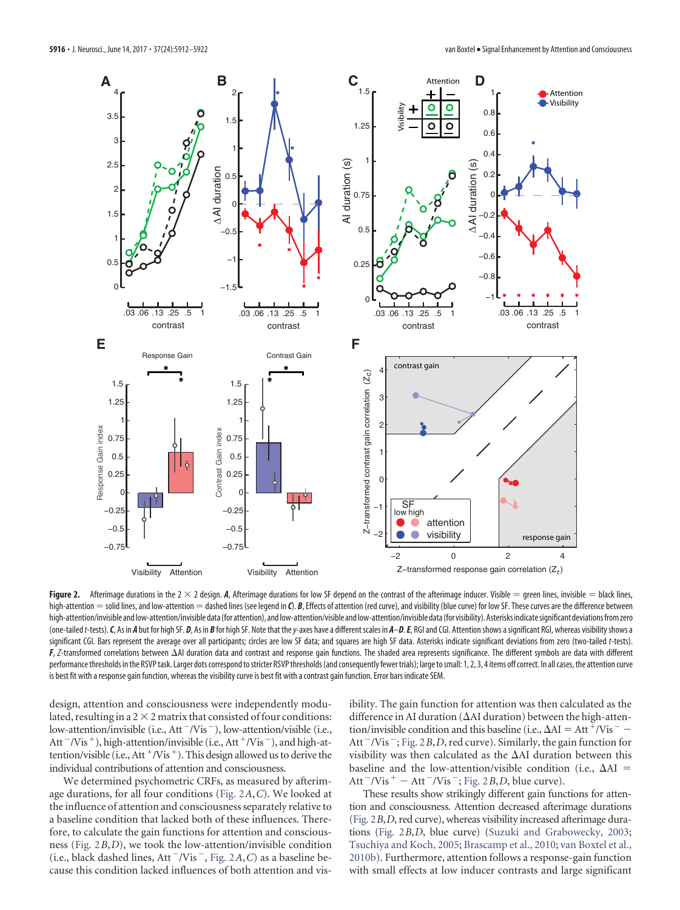**Figure 2.** Afterimage durations in the 2 × 2 design. ***A***, Afterimage durations for low SF depend on the contrast of the afterimage inducer. Visible = green lines, invisible = black lines, high-attention = solid lines, and low-attention = dashed lines (see legend in ***C***). ***B***, Effects of attention (red curve), and visibility (blue curve) for low SF. These curves are the difference between high-attention/invisible and low-attention/invisible data (for attention), and low-attention/visible and low-attention/invisible data (for visibility). Asterisks indicate significant deviations from zero (one-tailed *t*-tests). ***C***, As in ***A*** but for high SF. ***D***, As in ***B*** for high SF. Note that the *y*-axes have a different scales in ***A***–***D***. ***E***, RGI and CGI. Attention shows a significant RGI, whereas visibility shows a significant CGI. Bars represent the average over all participants; circles are low SF data; and squares are high SF data. Asterisks indicate significant deviations from zero (two-tailed *t*-tests). ***F***, *Z*-transformed correlations between ΔAI duration data and contrast and response gain functions. The shaded area represents significance. The different symbols are data with different performance thresholds in the RSVP task. Larger dots correspond to stricter RSVP thresholds (and consequently fewer trials); large to small: 1, 2, 3, 4 items off correct. In all cases, the attention curve is best fit with a response gain function, whereas the visibility curve is best fit with a contrast gain function. Error bars indicate SEM.

design, attention and consciousness were independently modulated, resulting in a 2 × 2 matrix that consisted of four conditions: low-attention/invisible (i.e., $Att^-/Vis^-$), low-attention/visible (i.e., $Att^-/Vis^+$), high-attention/invisible (i.e., $Att^+/Vis^-$), and high-attention/visible (i.e., $Att^+/Vis^+$). This design allowed us to derive the individual contributions of attention and consciousness.

We determined psychometric CRFs, as measured by afterimage durations, for all four conditions (Fig. 2*A*,*C*). We looked at the influence of attention and consciousness separately relative to a baseline condition that lacked both of these influences. Therefore, to calculate the gain functions for attention and consciousness (Fig. 2*B*,*D*), we took the low-attention/invisible condition (i.e., black dashed lines, $Att^-/Vis^-$, Fig. 2*A*,*C*) as a baseline because this condition lacked influences of both attention and visibility. The gain function for attention was then calculated as the difference in AI duration (ΔAI duration) between the high-attention/invisible condition and this baseline (i.e., $\Delta AI = Att^+/Vis^- - Att^-/Vis^-$; Fig. 2*B*,*D*, red curve). Similarly, the gain function for visibility was then calculated as the ΔAI duration between this baseline and the low-attention/visible condition (i.e., $\Delta AI = Att^-/Vis^+ - Att^-/Vis^-$; Fig. 2*B*,*D*, blue curve).

These results show strikingly different gain functions for attention and consciousness. Attention decreased afterimage durations (Fig. 2*B*,*D*, red curve), whereas visibility increased afterimage durations (Fig. 2*B*,*D*, blue curve) (Suzuki and Grabowecky, 2003; Tsuchiya and Koch, 2005; Brascamp et al., 2010; van Boxtel et al., 2010b). Furthermore, attention follows a response-gain function with small effects at low inducer contrasts and large significant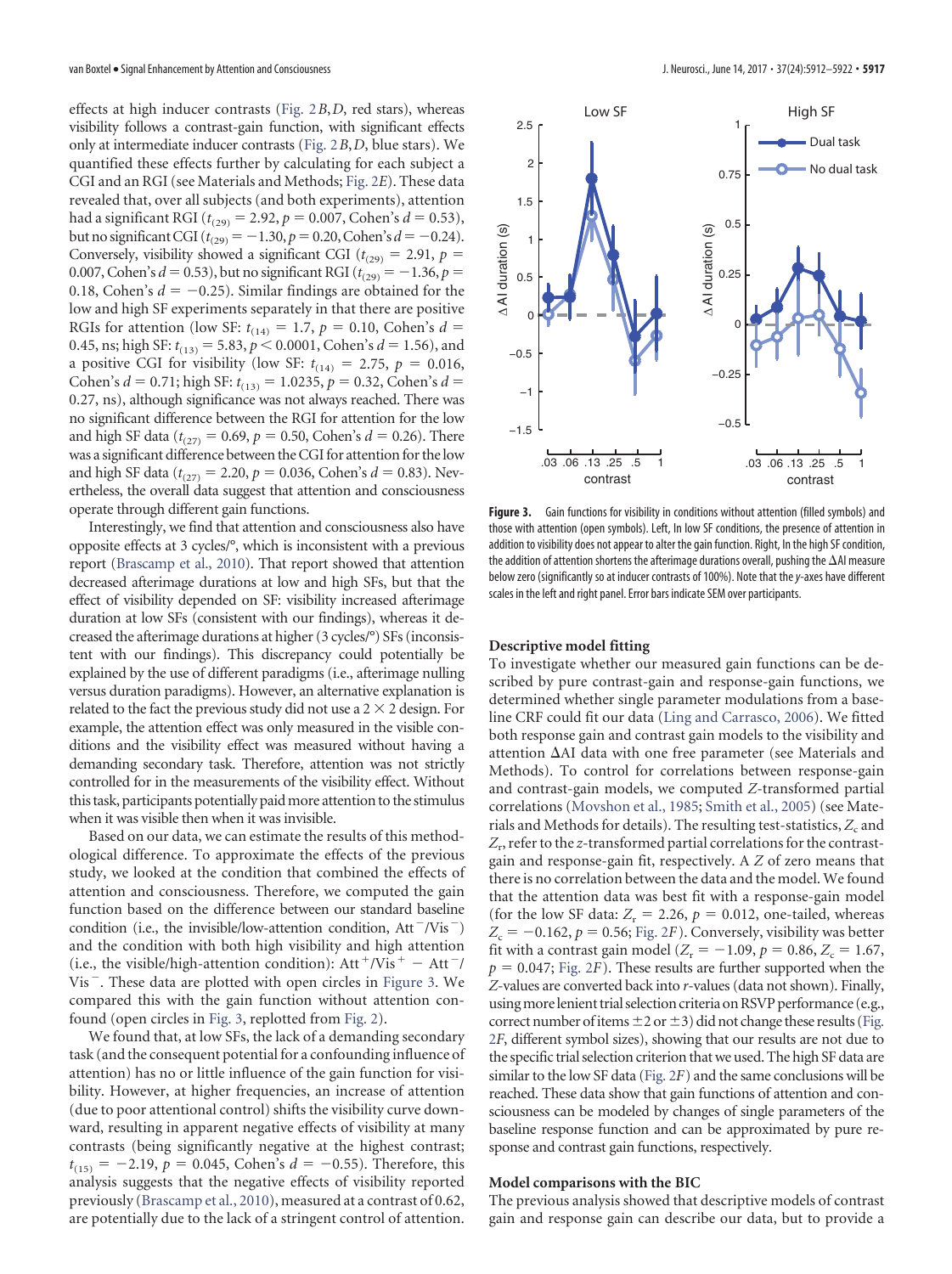effects at high inducer contrasts (Fig. 2*B*,*D*, red stars), whereas visibility follows a contrast-gain function, with significant effects only at intermediate inducer contrasts (Fig. 2*B*,*D*, blue stars). We quantified these effects further by calculating for each subject a CGI and an RGI (see Materials and Methods; Fig. 2*E*). These data revealed that, over all subjects (and both experiments), attention had a significant RGI ($t_{(29)} = 2.92$, $p = 0.007$, Cohen's $d = 0.53$), but no significant CGI ($t_{(29)} = -1.30$, $p = 0.20$, Cohen's $d = -0.24$). Conversely, visibility showed a significant CGI ($t_{(29)} = 2.91$, $p = 0.007$, Cohen's $d = 0.53$), but no significant RGI ($t_{(29)} = -1.36$, $p = 0.18$, Cohen's $d = -0.25$). Similar findings are obtained for the low and high SF experiments separately in that there are positive RGIs for attention (low SF: $t_{(14)} = 1.7$, $p = 0.10$, Cohen's $d = 0.45$, ns; high SF: $t_{(13)} = 5.83$, $p < 0.0001$, Cohen's $d = 1.56$), and a positive CGI for visibility (low SF: $t_{(14)} = 2.75$, $p = 0.016$, Cohen's $d = 0.71$; high SF: $t_{(13)} = 1.0235$, $p = 0.32$, Cohen's $d = 0.27$, ns), although significance was not always reached. There was no significant difference between the RGI for attention for the low and high SF data ($t_{(27)} = 0.69$, $p = 0.50$, Cohen's $d = 0.26$). There was a significant difference between the CGI for attention for the low and high SF data ($t_{(27)} = 2.20$, $p = 0.036$, Cohen's $d = 0.83$). Nevertheless, the overall data suggest that attention and consciousness operate through different gain functions.

Interestingly, we find that attention and consciousness also have opposite effects at 3 cycles/°, which is inconsistent with a previous report (Brascamp et al., 2010). That report showed that attention decreased afterimage durations at low and high SFs, but that the effect of visibility depended on SF: visibility increased afterimage duration at low SFs (consistent with our findings), whereas it decreased the afterimage durations at higher (3 cycles/°) SFs (inconsistent with our findings). This discrepancy could potentially be explained by the use of different paradigms (i.e., afterimage nulling versus duration paradigms). However, an alternative explanation is related to the fact the previous study did not use a 2 × 2 design. For example, the attention effect was only measured in the visible conditions and the visibility effect was measured without having a demanding secondary task. Therefore, attention was not strictly controlled for in the measurements of the visibility effect. Without this task, participants potentially paid more attention to the stimulus when it was visible then when it was invisible.

Based on our data, we can estimate the results of this methodological difference. To approximate the effects of the previous study, we looked at the condition that combined the effects of attention and consciousness. Therefore, we computed the gain function based on the difference between our standard baseline condition (i.e., the invisible/low-attention condition, $\text{Att}^-/\text{Vis}^-$) and the condition with both high visibility and high attention (i.e., the visible/high-attention condition): $\text{Att}^+/\text{Vis}^+ - \text{Att}^-/\text{Vis}^-$. These data are plotted with open circles in Figure 3. We compared this with the gain function without attention confound (open circles in Fig. 3, replotted from Fig. 2).

We found that, at low SFs, the lack of a demanding secondary task (and the consequent potential for a confounding influence of attention) has no or little influence of the gain function for visibility. However, at higher frequencies, an increase of attention (due to poor attentional control) shifts the visibility curve downward, resulting in apparent negative effects of visibility at many contrasts (being significantly negative at the highest contrast; $t_{(15)} = -2.19$, $p = 0.045$, Cohen's $d = -0.55$). Therefore, this analysis suggests that the negative effects of visibility reported previously (Brascamp et al., 2010), measured at a contrast of 0.62, are potentially due to the lack of a stringent control of attention.

**Figure 3.** Gain functions for visibility in conditions without attention (filled symbols) and those with attention (open symbols). Left, In low SF conditions, the presence of attention in addition to visibility does not appear to alter the gain function. Right, In the high SF condition, the addition of attention shortens the afterimage durations overall, pushing the ΔAI measure below zero (significantly so at inducer contrasts of 100%). Note that the *y*-axes have different scales in the left and right panel. Error bars indicate SEM over participants.

### Descriptive model fitting

To investigate whether our measured gain functions can be described by pure contrast-gain and response-gain functions, we determined whether single parameter modulations from a baseline CRF could fit our data (Ling and Carrasco, 2006). We fitted both response gain and contrast gain models to the visibility and attention ΔAI data with one free parameter (see Materials and Methods). To control for correlations between response-gain and contrast-gain models, we computed *Z*-transformed partial correlations (Movshon et al., 1985; Smith et al., 2005) (see Materials and Methods for details). The resulting test-statistics, $Z_c$ and $Z_r$, refer to the *z*-transformed partial correlations for the contrast-gain and response-gain fit, respectively. A *Z* of zero means that there is no correlation between the data and the model. We found that the attention data was best fit with a response-gain model (for the low SF data: $Z_r = 2.26$, $p = 0.012$, one-tailed, whereas $Z_c = -0.162$, $p = 0.56$; Fig. 2*F*). Conversely, visibility was better fit with a contrast gain model ($Z_r = -1.09$, $p = 0.86$, $Z_c = 1.67$, $p = 0.047$; Fig. 2*F*). These results are further supported when the *Z*-values are converted back into *r*-values (data not shown). Finally, using more lenient trial selection criteria on RSVP performance (e.g., correct number of items ±2 or ±3) did not change these results (Fig. 2*F*, different symbol sizes), showing that our results are not due to the specific trial selection criterion that we used. The high SF data are similar to the low SF data (Fig. 2*F*) and the same conclusions will be reached. These data show that gain functions of attention and consciousness can be modeled by changes of single parameters of the baseline response function and can be approximated by pure response and contrast gain functions, respectively.

### Model comparisons with the BIC

The previous analysis showed that descriptive models of contrast gain and response gain can describe our data, but to provide a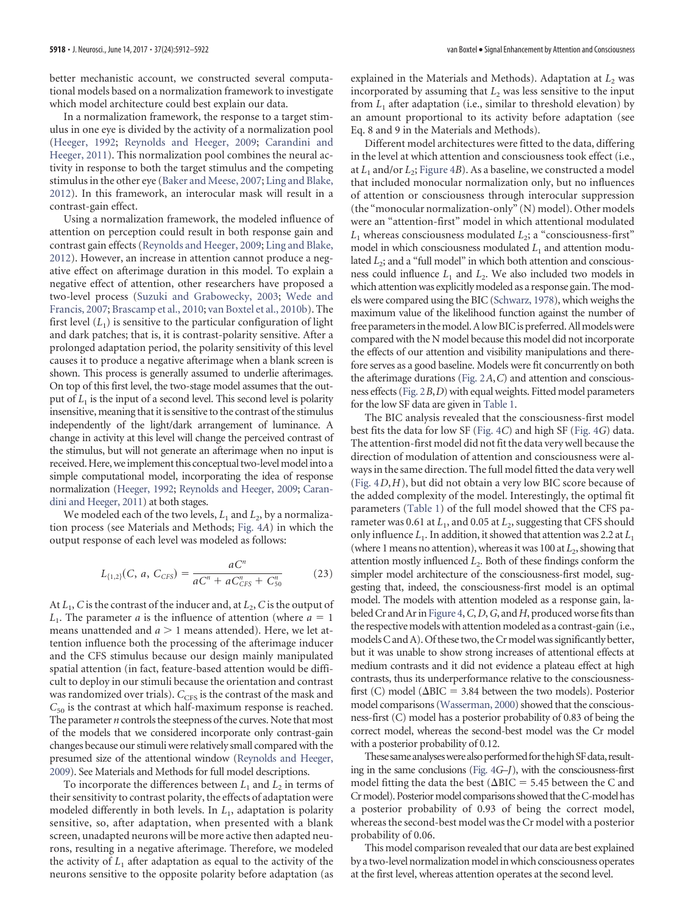better mechanistic account, we constructed several computational models based on a normalization framework to investigate which model architecture could best explain our data.

In a normalization framework, the response to a target stimulus in one eye is divided by the activity of a normalization pool (Heeger, 1992; Reynolds and Heeger, 2009; Carandini and Heeger, 2011). This normalization pool combines the neural activity in response to both the target stimulus and the competing stimulus in the other eye (Baker and Meese, 2007; Ling and Blake, 2012). In this framework, an interocular mask will result in a contrast-gain effect.

Using a normalization framework, the modeled influence of attention on perception could result in both response gain and contrast gain effects (Reynolds and Heeger, 2009; Ling and Blake, 2012). However, an increase in attention cannot produce a negative effect on afterimage duration in this model. To explain a negative effect of attention, other researchers have proposed a two-level process (Suzuki and Grabowecky, 2003; Wede and Francis, 2007; Brascamp et al., 2010; van Boxtel et al., 2010b). The first level ($L_1$) is sensitive to the particular configuration of light and dark patches; that is, it is contrast-polarity sensitive. After a prolonged adaptation period, the polarity sensitivity of this level causes it to produce a negative afterimage when a blank screen is shown. This process is generally assumed to underlie afterimages. On top of this first level, the two-stage model assumes that the output of $L_1$ is the input of a second level. This second level is polarity insensitive, meaning that it is sensitive to the contrast of the stimulus independently of the light/dark arrangement of luminance. A change in activity at this level will change the perceived contrast of the stimulus, but will not generate an afterimage when no input is received. Here, we implement this conceptual two-level model into a simple computational model, incorporating the idea of response normalization (Heeger, 1992; Reynolds and Heeger, 2009; Carandini and Heeger, 2011) at both stages.

We modeled each of the two levels, $L_1$ and $L_2$, by a normalization process (see Materials and Methods; Fig. 4A) in which the output response of each level was modeled as follows:

$$L_{\{1,2\}}(C,\, a,\, C_{CFS}) = \frac{aC^n}{aC^n + aC_{CFS}^n + C_{50}^n} \tag{23}$$

At $L_1$, $C$ is the contrast of the inducer and, at $L_2$, $C$ is the output of $L_1$. The parameter $a$ is the influence of attention (where $a = 1$ means unattended and $a > 1$ means attended). Here, we let attention influence both the processing of the afterimage inducer and the CFS stimulus because our design mainly manipulated spatial attention (in fact, feature-based attention would be difficult to deploy in our stimuli because the orientation and contrast was randomized over trials). $C_{CFS}$ is the contrast of the mask and $C_{50}$ is the contrast at which half-maximum response is reached. The parameter $n$ controls the steepness of the curves. Note that most of the models that we considered incorporate only contrast-gain changes because our stimuli were relatively small compared with the presumed size of the attentional window (Reynolds and Heeger, 2009). See Materials and Methods for full model descriptions.

To incorporate the differences between $L_1$ and $L_2$ in terms of their sensitivity to contrast polarity, the effects of adaptation were modeled differently in both levels. In $L_1$, adaptation is polarity sensitive, so, after adaptation, when presented with a blank screen, unadapted neurons will be more active then adapted neurons, resulting in a negative afterimage. Therefore, we modeled the activity of $L_1$ after adaptation as equal to the activity of the neurons sensitive to the opposite polarity before adaptation (as explained in the Materials and Methods). Adaptation at $L_2$ was incorporated by assuming that $L_2$ was less sensitive to the input from $L_1$ after adaptation (i.e., similar to threshold elevation) by an amount proportional to its activity before adaptation (see Eq. 8 and 9 in the Materials and Methods).

Different model architectures were fitted to the data, differing in the level at which attention and consciousness took effect (i.e., at $L_1$ and/or $L_2$; Figure 4B). As a baseline, we constructed a model that included monocular normalization only, but no influences of attention or consciousness through interocular suppression (the "monocular normalization-only" (N) model). Other models were an "attention-first" model in which attentional modulated $L_1$ whereas consciousness modulated $L_2$; a "consciousness-first" model in which consciousness modulated $L_1$ and attention modulated $L_2$; and a "full model" in which both attention and consciousness could influence $L_1$ and $L_2$. We also included two models in which attention was explicitly modeled as a response gain. The models were compared using the BIC (Schwarz, 1978), which weighs the maximum value of the likelihood function against the number of free parameters in the model. A low BIC is preferred. All models were compared with the N model because this model did not incorporate the effects of our attention and visibility manipulations and therefore serves as a good baseline. Models were fit concurrently on both the afterimage durations (Fig. 2A,C) and attention and consciousness effects (Fig. 2B,D) with equal weights. Fitted model parameters for the low SF data are given in Table 1.

The BIC analysis revealed that the consciousness-first model best fits the data for low SF (Fig. 4C) and high SF (Fig. 4G) data. The attention-first model did not fit the data very well because the direction of modulation of attention and consciousness were always in the same direction. The full model fitted the data very well (Fig. 4D,H), but did not obtain a very low BIC score because of the added complexity of the model. Interestingly, the optimal fit parameters (Table 1) of the full model showed that the CFS parameter was 0.61 at $L_1$, and 0.05 at $L_2$, suggesting that CFS should only influence $L_1$. In addition, it showed that attention was 2.2 at $L_1$ (where 1 means no attention), whereas it was 100 at $L_2$, showing that attention mostly influenced $L_2$. Both of these findings conform the simpler model architecture of the consciousness-first model, suggesting that, indeed, the consciousness-first model is an optimal model. The models with attention modeled as a response gain, labeled Cr and Ar in Figure 4, C, D, G, and H, produced worse fits than the respective models with attention modeled as a contrast-gain (i.e., models C and A). Of these two, the Cr model was significantly better, but it was unable to show strong increases of attentional effects at medium contrasts and it did not evidence a plateau effect at high contrasts, thus its underperformance relative to the consciousness-first (C) model ($\Delta$BIC = 3.84 between the two models). Posterior model comparisons (Wasserman, 2000) showed that the consciousness-first (C) model has a posterior probability of 0.83 of being the correct model, whereas the second-best model was the Cr model with a posterior probability of 0.12.

These same analyses were also performed for the high SF data, resulting in the same conclusions (Fig. 4G–J), with the consciousness-first model fitting the data the best ($\Delta$BIC = 5.45 between the C and Cr model). Posterior model comparisons showed that the C-model has a posterior probability of 0.93 of being the correct model, whereas the second-best model was the Cr model with a posterior probability of 0.06.

This model comparison revealed that our data are best explained by a two-level normalization model in which consciousness operates at the first level, whereas attention operates at the second level.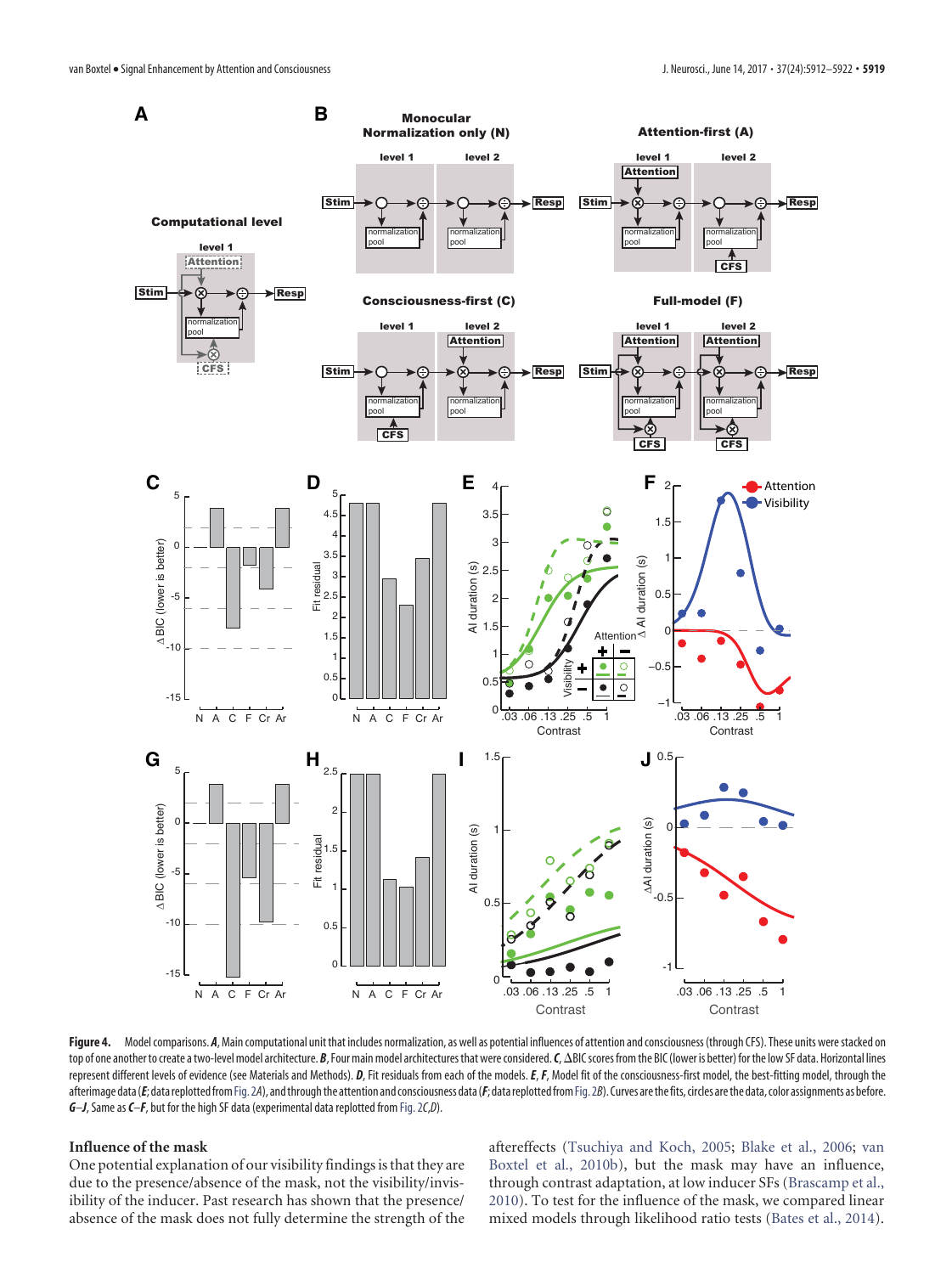**Figure 4.** Model comparisons. ***A***, Main computational unit that includes normalization, as well as potential influences of attention and consciousness (through CFS). These units were stacked on top of one another to create a two-level model architecture. ***B***, Four main model architectures that were considered. ***C***, ΔBIC scores from the BIC (lower is better) for the low SF data. Horizontal lines represent different levels of evidence (see Materials and Methods). ***D***, Fit residuals from each of the models. ***E***, ***F***, Model fit of the consciousness-first model, the best-fitting model, through the afterimage data (***E***; data replotted from Fig. 2*A*), and through the attention and consciousness data (***F***; data replotted from Fig. 2*B*). Curves are the fits, circles are the data, color assignments as before. ***G***–***J***, Same as ***C***–***F***, but for the high SF data (experimental data replotted from Fig. 2*C*,*D*).

### Influence of the mask

One potential explanation of our visibility findings is that they are due to the presence/absence of the mask, not the visibility/invisibility of the inducer. Past research has shown that the presence/absence of the mask does not fully determine the strength of the aftereffects (Tsuchiya and Koch, 2005; Blake et al., 2006; van Boxtel et al., 2010b), but the mask may have an influence, through contrast adaptation, at low inducer SFs (Brascamp et al., 2010). To test for the influence of the mask, we compared linear mixed models through likelihood ratio tests (Bates et al., 2014).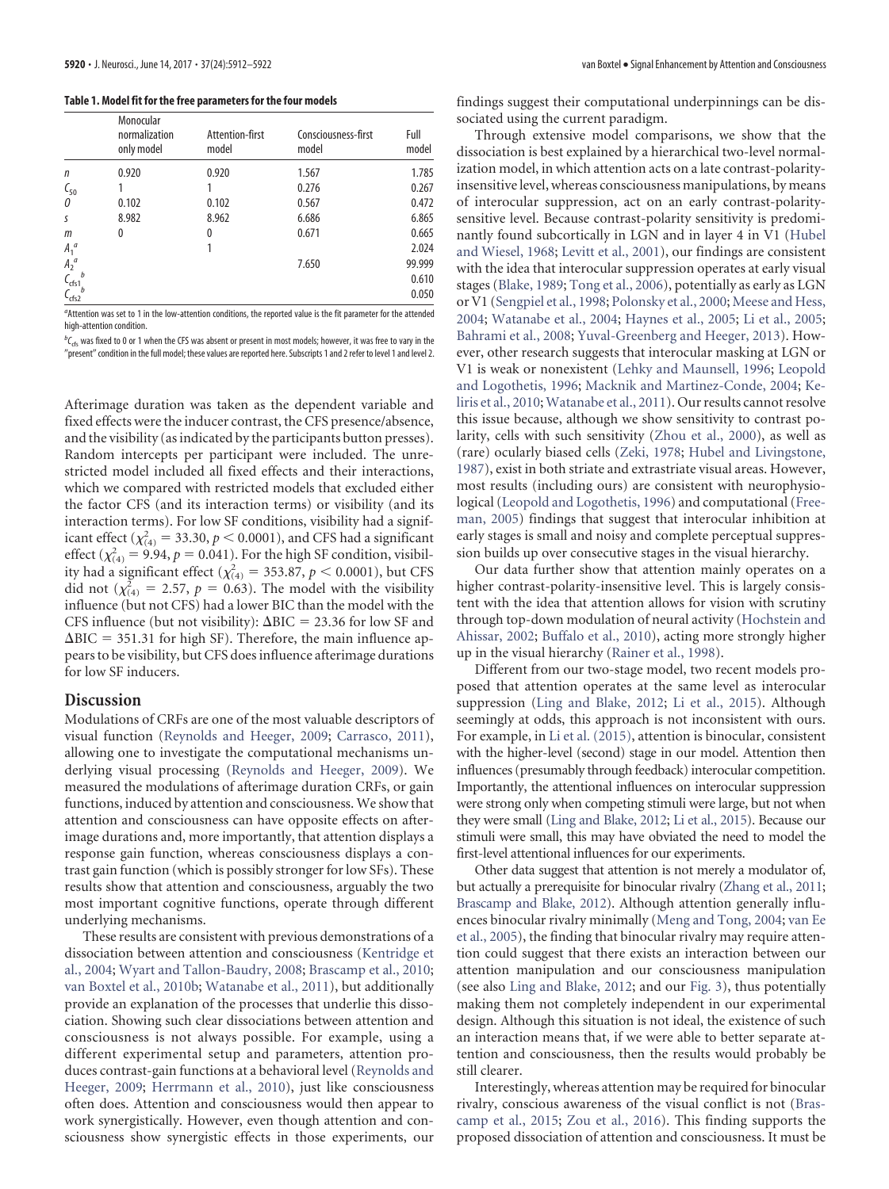**Table 1. Model fit for the free parameters for the four models**

| | Monocular normalization only model | Attention-first model | Consciousness-first model | Full model |
|---|---|---|---|---|
| $n$ | 0.920 | 0.920 | 1.567 | 1.785 |
| $C_{50}$ | 1 | 1 | 0.276 | 0.267 |
| $\theta$ | 0.102 | 0.102 | 0.567 | 0.472 |
| $s$ | 8.982 | 8.962 | 6.686 | 6.865 |
| $m$ | 0 | 0 | 0.671 | 0.665 |
| $A_1$[a] | | 1 | | 2.024 |
| $A_2$[a] | | | 7.650 | 99.999 |
| $C_{cfs1}$[b] | | | | 0.610 |
| $C_{cfs2}$[b] | | | | 0.050 |

[a]Attention was set to 1 in the low-attention conditions, the reported value is the fit parameter for the attended high-attention condition.

[b]$C_{cfs}$ was fixed to 0 or 1 when the CFS was absent or present in most models; however, it was free to vary in the "present" condition in the full model; these values are reported here. Subscripts 1 and 2 refer to level 1 and level 2.

Afterimage duration was taken as the dependent variable and fixed effects were the inducer contrast, the CFS presence/absence, and the visibility (as indicated by the participants button presses). Random intercepts per participant were included. The unrestricted model included all fixed effects and their interactions, which we compared with restricted models that excluded either the factor CFS (and its interaction terms) or visibility (and its interaction terms). For low SF conditions, visibility had a significant effect ($\chi^2_{(4)} = 33.30$, $p < 0.0001$), and CFS had a significant effect ($\chi^2_{(4)} = 9.94$, $p = 0.041$). For the high SF condition, visibility had a significant effect ($\chi^2_{(4)} = 353.87$, $p < 0.0001$), but CFS did not ($\chi^2_{(4)} = 2.57$, $p = 0.63$). The model with the visibility influence (but not CFS) had a lower BIC than the model with the CFS influence (but not visibility): $\Delta$BIC = 23.36 for low SF and $\Delta$BIC = 351.31 for high SF). Therefore, the main influence appears to be visibility, but CFS does influence afterimage durations for low SF inducers.

## Discussion

Modulations of CRFs are one of the most valuable descriptors of visual function (Reynolds and Heeger, 2009; Carrasco, 2011), allowing one to investigate the computational mechanisms underlying visual processing (Reynolds and Heeger, 2009). We measured the modulations of afterimage duration CRFs, or gain functions, induced by attention and consciousness. We show that attention and consciousness can have opposite effects on afterimage durations and, more importantly, that attention displays a response gain function, whereas consciousness displays a contrast gain function (which is possibly stronger for low SFs). These results show that attention and consciousness, arguably the two most important cognitive functions, operate through different underlying mechanisms.

These results are consistent with previous demonstrations of a dissociation between attention and consciousness (Kentridge et al., 2004; Wyart and Tallon-Baudry, 2008; Brascamp et al., 2010; van Boxtel et al., 2010b; Watanabe et al., 2011), but additionally provide an explanation of the processes that underlie this dissociation. Showing such clear dissociations between attention and consciousness is not always possible. For example, using a different experimental setup and parameters, attention produces contrast-gain functions at a behavioral level (Reynolds and Heeger, 2009; Herrmann et al., 2010), just like consciousness often does. Attention and consciousness would then appear to work synergistically. However, even though attention and consciousness show synergistic effects in those experiments, our findings suggest their computational underpinnings can be dissociated using the current paradigm.

Through extensive model comparisons, we show that the dissociation is best explained by a hierarchical two-level normalization model, in which attention acts on a late contrast-polarity-insensitive level, whereas consciousness manipulations, by means of interocular suppression, act on an early contrast-polarity-sensitive level. Because contrast-polarity sensitivity is predominantly found subcortically in LGN and in layer 4 in V1 (Hubel and Wiesel, 1968; Levitt et al., 2001), our findings are consistent with the idea that interocular suppression operates at early visual stages (Blake, 1989; Tong et al., 2006), potentially as early as LGN or V1 (Sengpiel et al., 1998; Polonsky et al., 2000; Meese and Hess, 2004; Watanabe et al., 2004; Haynes et al., 2005; Li et al., 2005; Bahrami et al., 2008; Yuval-Greenberg and Heeger, 2013). However, other research suggests that interocular masking at LGN or V1 is weak or nonexistent (Lehky and Maunsell, 1996; Leopold and Logothetis, 1996; Macknik and Martinez-Conde, 2004; Keliris et al., 2010; Watanabe et al., 2011). Our results cannot resolve this issue because, although we show sensitivity to contrast polarity, cells with such sensitivity (Zhou et al., 2000), as well as (rare) ocularly biased cells (Zeki, 1978; Hubel and Livingstone, 1987), exist in both striate and extrastriate visual areas. However, most results (including ours) are consistent with neurophysiological (Leopold and Logothetis, 1996) and computational (Freeman, 2005) findings that suggest that interocular inhibition at early stages is small and noisy and complete perceptual suppression builds up over consecutive stages in the visual hierarchy.

Our data further show that attention mainly operates on a higher contrast-polarity-insensitive level. This is largely consistent with the idea that attention allows for vision with scrutiny through top-down modulation of neural activity (Hochstein and Ahissar, 2002; Buffalo et al., 2010), acting more strongly higher up in the visual hierarchy (Rainer et al., 1998).

Different from our two-stage model, two recent models proposed that attention operates at the same level as interocular suppression (Ling and Blake, 2012; Li et al., 2015). Although seemingly at odds, this approach is not inconsistent with ours. For example, in Li et al. (2015), attention is binocular, consistent with the higher-level (second) stage in our model. Attention then influences (presumably through feedback) interocular competition. Importantly, the attentional influences on interocular suppression were strong only when competing stimuli were large, but not when they were small (Ling and Blake, 2012; Li et al., 2015). Because our stimuli were small, this may have obviated the need to model the first-level attentional influences for our experiments.

Other data suggest that attention is not merely a modulator of, but actually a prerequisite for binocular rivalry (Zhang et al., 2011; Brascamp and Blake, 2012). Although attention generally influences binocular rivalry minimally (Meng and Tong, 2004; van Ee et al., 2005), the finding that binocular rivalry may require attention could suggest that there exists an interaction between our attention manipulation and our consciousness manipulation (see also Ling and Blake, 2012; and our Fig. 3), thus potentially making them not completely independent in our experimental design. Although this situation is not ideal, the existence of such an interaction means that, if we were able to better separate attention and consciousness, then the results would probably be still clearer.

Interestingly, whereas attention may be required for binocular rivalry, conscious awareness of the visual conflict is not (Brascamp et al., 2015; Zou et al., 2016). This finding supports the proposed dissociation of attention and consciousness. It must be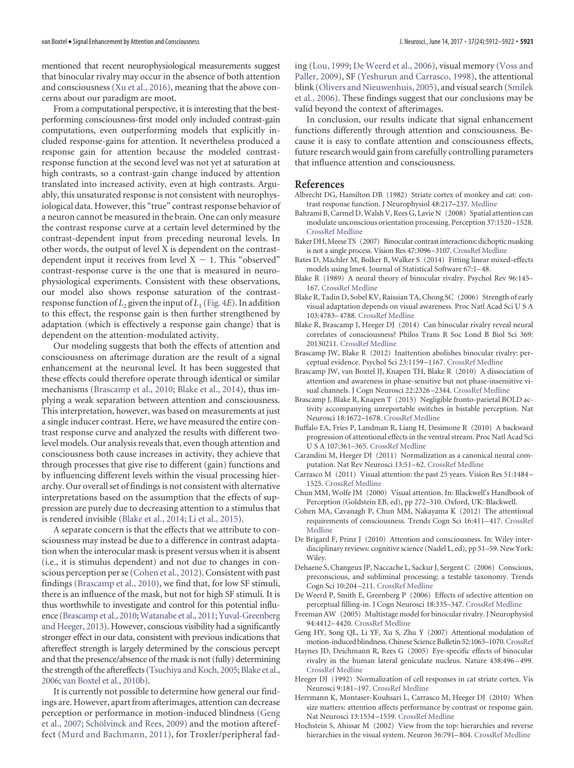mentioned that recent neurophysiological measurements suggest that binocular rivalry may occur in the absence of both attention and consciousness (Xu et al., 2016), meaning that the above concerns about our paradigm are moot.

From a computational perspective, it is interesting that the best-performing consciousness-first model only included contrast-gain computations, even outperforming models that explicitly included response-gains for attention. It nevertheless produced a response gain for attention because the modeled contrast-response function at the second level was not yet at saturation at high contrasts, so a contrast-gain change induced by attention translated into increased activity, even at high contrasts. Arguably, this unsaturated response is not consistent with neurophysiological data. However, this "true" contrast response behavior of a neuron cannot be measured in the brain. One can only measure the contrast response curve at a certain level determined by the contrast-dependent input from preceding neuronal levels. In other words, the output of level X is dependent on the contrast-dependent input it receives from level $X - 1$. This "observed" contrast-response curve is the one that is measured in neurophysiological experiments. Consistent with these observations, our model also shows response saturation of the contrast-response function of $L_2$ given the input of $L_1$ (Fig. 4*E*). In addition to this effect, the response gain is then further strengthened by adaptation (which is effectively a response gain change) that is dependent on the attention-modulated activity.

Our modeling suggests that both the effects of attention and consciousness on afterimage duration are the result of a signal enhancement at the neuronal level. It has been suggested that these effects could therefore operate through identical or similar mechanisms (Brascamp et al., 2010; Blake et al., 2014), thus implying a weak separation between attention and consciousness. This interpretation, however, was based on measurements at just a single inducer contrast. Here, we have measured the entire contrast response curve and analyzed the results with different two-level models. Our analysis reveals that, even though attention and consciousness both cause increases in activity, they achieve that through processes that give rise to different (gain) functions and by influencing different levels within the visual processing hierarchy. Our overall set of findings is not consistent with alternative interpretations based on the assumption that the effects of suppression are purely due to decreasing attention to a stimulus that is rendered invisible (Blake et al., 2014; Li et al., 2015).

A separate concern is that the effects that we attribute to consciousness may instead be due to a difference in contrast adaptation when the interocular mask is present versus when it is absent (i.e., it is stimulus dependent) and not due to changes in conscious perception per se (Cohen et al., 2012). Consistent with past findings (Brascamp et al., 2010), we find that, for low SF stimuli, there is an influence of the mask, but not for high SF stimuli. It is thus worthwhile to investigate and control for this potential influence (Brascamp et al., 2010; Watanabe et al., 2011; Yuval-Greenberg and Heeger, 2013). However, conscious visibility had a significantly stronger effect in our data, consistent with previous indications that aftereffect strength is largely determined by the conscious percept and that the presence/absence of the mask is not (fully) determining the strength of the aftereffects (Tsuchiya and Koch, 2005; Blake et al., 2006; van Boxtel et al., 2010b).

It is currently not possible to determine how general our findings are. However, apart from afterimages, attention can decrease perception or performance in motion-induced blindness (Geng et al., 2007; Schölvinck and Rees, 2009) and the motion aftereffect (Murd and Bachmann, 2011), for Troxler/peripheral fading (Lou, 1999; De Weerd et al., 2006), visual memory (Voss and Paller, 2009), SF (Yeshurun and Carrasco, 1998), the attentional blink (Olivers and Nieuwenhuis, 2005), and visual search (Smilek et al., 2006). These findings suggest that our conclusions may be valid beyond the context of afterimages.

In conclusion, our results indicate that signal enhancement functions differently through attention and consciousness. Because it is easy to conflate attention and consciousness effects, future research would gain from carefully controlling parameters that influence attention and consciousness.

## References

Albrecht DG, Hamilton DB (1982) Striate cortex of monkey and cat: contrast response function. J Neurophysiol 48:217–237. Medline

Bahrami B, Carmel D, Walsh V, Rees G, Lavie N (2008) Spatial attention can modulate unconscious orientation processing. Perception 37:1520–1528. CrossRef Medline

Baker DH, Meese TS (2007) Binocular contrast interactions: dichoptic masking is not a single process. Vision Res 47:3096–3107. CrossRef Medline

Bates D, Mächler M, Bolker B, Walker S (2014) Fitting linear mixed-effects models using lme4. Journal of Statistical Software 67:1–48.

Blake R (1989) A neural theory of binocular rivalry. Psychol Rev 96:145–167. CrossRef Medline

Blake R, Tadin D, Sobel KV, Raissian TA, Chong SC (2006) Strength of early visual adaptation depends on visual awareness. Proc Natl Acad Sci U S A 103:4783–4788. CrossRef Medline

Blake R, Brascamp J, Heeger DJ (2014) Can binocular rivalry reveal neural correlates of consciousness? Philos Trans R Soc Lond B Biol Sci 369: 20130211. CrossRef Medline

Brascamp JW, Blake R (2012) Inattention abolishes binocular rivalry: perceptual evidence. Psychol Sci 23:1159–1167. CrossRef Medline

Brascamp JW, van Boxtel JJ, Knapen TH, Blake R (2010) A dissociation of attention and awareness in phase-sensitive but not phase-insensitive visual channels. J Cogn Neurosci 22:2326–2344. CrossRef Medline

Brascamp J, Blake R, Knapen T (2015) Negligible fronto-parietal BOLD activity accompanying unreportable switches in bistable perception. Nat Neurosci 18:1672–1678. CrossRef Medline

Buffalo EA, Fries P, Landman R, Liang H, Desimone R (2010) A backward progression of attentional effects in the ventral stream. Proc Natl Acad Sci U S A 107:361–365. CrossRef Medline

Carandini M, Heeger DJ (2011) Normalization as a canonical neural computation. Nat Rev Neurosci 13:51–62. CrossRef Medline

Carrasco M (2011) Visual attention: the past 25 years. Vision Res 51:1484–1525. CrossRef Medline

Chun MM, Wolfe JM (2000) Visual attention. In: Blackwell's Handbook of Perception (Goldstein EB, ed), pp 272–310. Oxford, UK: Blackwell.

Cohen MA, Cavanagh P, Chun MM, Nakayama K (2012) The attentional requirements of consciousness. Trends Cogn Sci 16:411–417. CrossRef Medline

De Brigard F, Prinz J (2010) Attention and consciousness. In: Wiley interdisciplinary reviews: cognitive science (Nadel L, ed), pp 51–59. New York: Wiley.

Dehaene S, Changeux JP, Naccache L, Sackur J, Sergent C (2006) Conscious, preconscious, and subliminal processing: a testable taxonomy. Trends Cogn Sci 10:204–211. CrossRef Medline

De Weerd P, Smith E, Greenberg P (2006) Effects of selective attention on perceptual filling-in. J Cogn Neurosci 18:335–347. CrossRef Medline

Freeman AW (2005) Multistage model for binocular rivalry. J Neurophysiol 94:4412–4420. CrossRef Medline

Geng HY, Song QL, Li YF, Xu S, Zhu Y (2007) Attentional modulation of motion-induced blindness. Chinese Science Bulletin 52:1063–1070. CrossRef

Haynes JD, Deichmann R, Rees G (2005) Eye-specific effects of binocular rivalry in the human lateral geniculate nucleus. Nature 438:496–499. CrossRef Medline

Heeger DJ (1992) Normalization of cell responses in cat striate cortex. Vis Neurosci 9:181–197. CrossRef Medline

Herrmann K, Montaser-Kouhsari L, Carrasco M, Heeger DJ (2010) When size matters: attention affects performance by contrast or response gain. Nat Neurosci 13:1554–1559. CrossRef Medline

Hochstein S, Ahissar M (2002) View from the top: hierarchies and reverse hierarchies in the visual system. Neuron 36:791–804. CrossRef Medline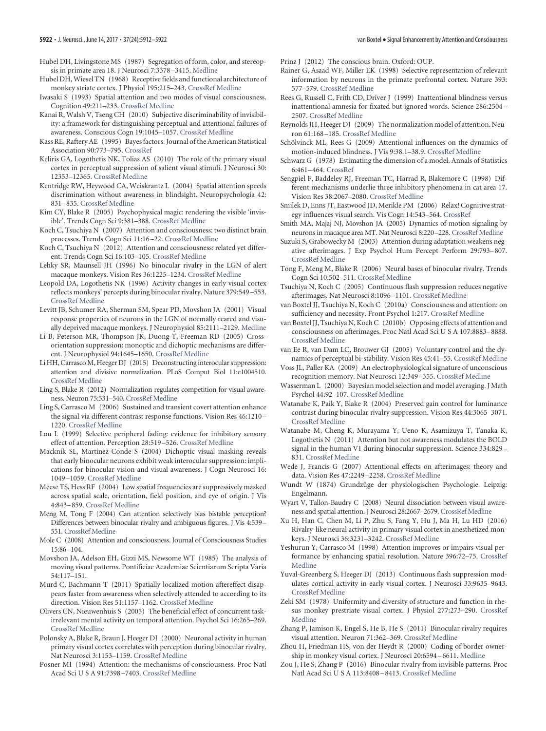Hubel DH, Livingstone MS (1987) Segregation of form, color, and stereopsis in primate area 18. J Neurosci 7:3378–3415. Medline

Hubel DH, Wiesel TN (1968) Receptive fields and functional architecture of monkey striate cortex. J Physiol 195:215–243. CrossRef Medline

Iwasaki S (1993) Spatial attention and two modes of visual consciousness. Cognition 49:211–233. CrossRef Medline

Kanai R, Walsh V, Tseng CH (2010) Subjective discriminability of invisibility: a framework for distinguishing perceptual and attentional failures of awareness. Conscious Cogn 19:1045–1057. CrossRef Medline

Kass RE, Raftery AE (1995) Bayes factors. Journal of the American Statistical Association 90:773–795. CrossRef

Keliris GA, Logothetis NK, Tolias AS (2010) The role of the primary visual cortex in perceptual suppression of salient visual stimuli. J Neurosci 30: 12353–12365. CrossRef Medline

Kentridge RW, Heywood CA, Weiskrantz L (2004) Spatial attention speeds discrimination without awareness in blindsight. Neuropsychologia 42: 831–835. CrossRef Medline

Kim CY, Blake R (2005) Psychophysical magic: rendering the visible 'invisible'. Trends Cogn Sci 9:381–388. CrossRef Medline

Koch C, Tsuchiya N (2007) Attention and consciousness: two distinct brain processes. Trends Cogn Sci 11:16–22. CrossRef Medline

Koch C, Tsuchiya N (2012) Attention and consciousness: related yet different. Trends Cogn Sci 16:103–105. CrossRef Medline

Lehky SR, Maunsell JH (1996) No binocular rivalry in the LGN of alert macaque monkeys. Vision Res 36:1225–1234. CrossRef Medline

Leopold DA, Logothetis NK (1996) Activity changes in early visual cortex reflects monkeys' percepts during binocular rivalry. Nature 379:549–553. CrossRef Medline

Levitt JB, Schumer RA, Sherman SM, Spear PD, Movshon JA (2001) Visual response properties of neurons in the LGN of normally reared and visually deprived macaque monkeys. J Neurophysiol 85:2111–2129. Medline

Li B, Peterson MR, Thompson JK, Duong T, Freeman RD (2005) Cross-orientation suppression: monoptic and dichoptic mechanisms are different. J Neurophysiol 94:1645–1650. CrossRef Medline

Li HH, Carrasco M, Heeger DJ (2015) Deconstructing interocular suppression: attention and divisive normalization. PLoS Comput Biol 11:e1004510. CrossRef Medline

Ling S, Blake R (2012) Normalization regulates competition for visual awareness. Neuron 75:531–540. CrossRef Medline

Ling S, Carrasco M (2006) Sustained and transient covert attention enhance the signal via different contrast response functions. Vision Res 46:1210–1220. CrossRef Medline

Lou L (1999) Selective peripheral fading: evidence for inhibitory sensory effect of attention. Perception 28:519–526. CrossRef Medline

Macknik SL, Martinez-Conde S (2004) Dichoptic visual masking reveals that early binocular neurons exhibit weak interocular suppression: implications for binocular vision and visual awareness. J Cogn Neurosci 16: 1049–1059. CrossRef Medline

Meese TS, Hess RF (2004) Low spatial frequencies are suppressively masked across spatial scale, orientation, field position, and eye of origin. J Vis 4:843–859. CrossRef Medline

Meng M, Tong F (2004) Can attention selectively bias bistable perception? Differences between binocular rivalry and ambiguous figures. J Vis 4:539–551. CrossRef Medline

Mole C (2008) Attention and consciousness. Journal of Consciousness Studies 15:86–104.

Movshon JA, Adelson EH, Gizzi MS, Newsome WT (1985) The analysis of moving visual patterns. Pontificiae Academiae Scientiarum Scripta Varia 54:117–151.

Murd C, Bachmann T (2011) Spatially localized motion aftereffect disappears faster from awareness when selectively attended to according to its direction. Vision Res 51:1157–1162. CrossRef Medline

Olivers CN, Nieuwenhuis S (2005) The beneficial effect of concurrent task-irrelevant mental activity on temporal attention. Psychol Sci 16:265–269. CrossRef Medline

Polonsky A, Blake R, Braun J, Heeger DJ (2000) Neuronal activity in human primary visual cortex correlates with perception during binocular rivalry. Nat Neurosci 3:1153–1159. CrossRef Medline

Posner MI (1994) Attention: the mechanisms of consciousness. Proc Natl Acad Sci U S A 91:7398–7403. CrossRef Medline

Prinz J (2012) The conscious brain. Oxford: OUP.

Rainer G, Asaad WF, Miller EK (1998) Selective representation of relevant information by neurons in the primate prefrontal cortex. Nature 393: 577–579. CrossRef Medline

Rees G, Russell C, Frith CD, Driver J (1999) Inattentional blindness versus inattentional amnesia for fixated but ignored words. Science 286:2504–2507. CrossRef Medline

Reynolds JH, Heeger DJ (2009) The normalization model of attention. Neuron 61:168–185. CrossRef Medline

Schölvinck ML, Rees G (2009) Attentional influences on the dynamics of motion-induced blindness. J Vis 9:38.1–38.9. CrossRef Medline

Schwarz G (1978) Estimating the dimension of a model. Annals of Statistics 6:461–464. CrossRef

Sengpiel F, Baddeley RJ, Freeman TC, Harrad R, Blakemore C (1998) Different mechanisms underlie three inhibitory phenomena in cat area 17. Vision Res 38:2067–2080. CrossRef Medline

Smilek D, Enns JT, Eastwood JD, Merikle PM (2006) Relax! Cognitive strategy influences visual search. Vis Cogn 14:543–564. CrossRef

Smith MA, Majaj NJ, Movshon JA (2005) Dynamics of motion signaling by neurons in macaque area MT. Nat Neurosci 8:220–228. CrossRef Medline

Suzuki S, Grabowecky M (2003) Attention during adaptation weakens negative afterimages. J Exp Psychol Hum Percept Perform 29:793–807. CrossRef Medline

Tong F, Meng M, Blake R (2006) Neural bases of binocular rivalry. Trends Cogn Sci 10:502–511. CrossRef Medline

Tsuchiya N, Koch C (2005) Continuous flash suppression reduces negative afterimages. Nat Neurosci 8:1096–1101. CrossRef Medline

van Boxtel JJ, Tsuchiya N, Koch C (2010a) Consciousness and attention: on sufficiency and necessity. Front Psychol 1:217. CrossRef Medline

van Boxtel JJ, Tsuchiya N, Koch C (2010b) Opposing effects of attention and consciousness on afterimages. Proc Natl Acad Sci U S A 107:8883–8888. CrossRef Medline

van Ee R, van Dam LC, Brouwer GJ (2005) Voluntary control and the dynamics of perceptual bi-stability. Vision Res 45:41–55. CrossRef Medline

Voss JL, Paller KA (2009) An electrophysiological signature of unconscious recognition memory. Nat Neurosci 12:349–355. CrossRef Medline

Wasserman L (2000) Bayesian model selection and model averaging. J Math Psychol 44:92–107. CrossRef Medline

Watanabe K, Paik Y, Blake R (2004) Preserved gain control for luminance contrast during binocular rivalry suppression. Vision Res 44:3065–3071. CrossRef Medline

Watanabe M, Cheng K, Murayama Y, Ueno K, Asamizuya T, Tanaka K, Logothetis N (2011) Attention but not awareness modulates the BOLD signal in the human V1 during binocular suppression. Science 334:829–831. CrossRef Medline

Wede J, Francis G (2007) Attentional effects on afterimages: theory and data. Vision Res 47:2249–2258. CrossRef Medline

Wundt W (1874) Grundzüge der physiologischen Psychologie. Leipzig: Engelmann.

Wyart V, Tallon-Baudry C (2008) Neural dissociation between visual awareness and spatial attention. J Neurosci 28:2667–2679. CrossRef Medline

Xu H, Han C, Chen M, Li P, Zhu S, Fang Y, Hu J, Ma H, Lu HD (2016) Rivalry-like neural activity in primary visual cortex in anesthetized monkeys. J Neurosci 36:3231–3242. CrossRef Medline

Yeshurun Y, Carrasco M (1998) Attention improves or impairs visual performance by enhancing spatial resolution. Nature 396:72–75. CrossRef Medline

Yuval-Greenberg S, Heeger DJ (2013) Continuous flash suppression modulates cortical activity in early visual cortex. J Neurosci 33:9635–9643. CrossRef Medline

Zeki SM (1978) Uniformity and diversity of structure and function in rhesus monkey prestriate visual cortex. J Physiol 277:273–290. CrossRef Medline

Zhang P, Jamison K, Engel S, He B, He S (2011) Binocular rivalry requires visual attention. Neuron 71:362–369. CrossRef Medline

Zhou H, Friedman HS, von der Heydt R (2000) Coding of border ownership in monkey visual cortex. J Neurosci 20:6594–6611. Medline

Zou J, He S, Zhang P (2016) Binocular rivalry from invisible patterns. Proc Natl Acad Sci U S A 113:8408–8413. CrossRef Medline